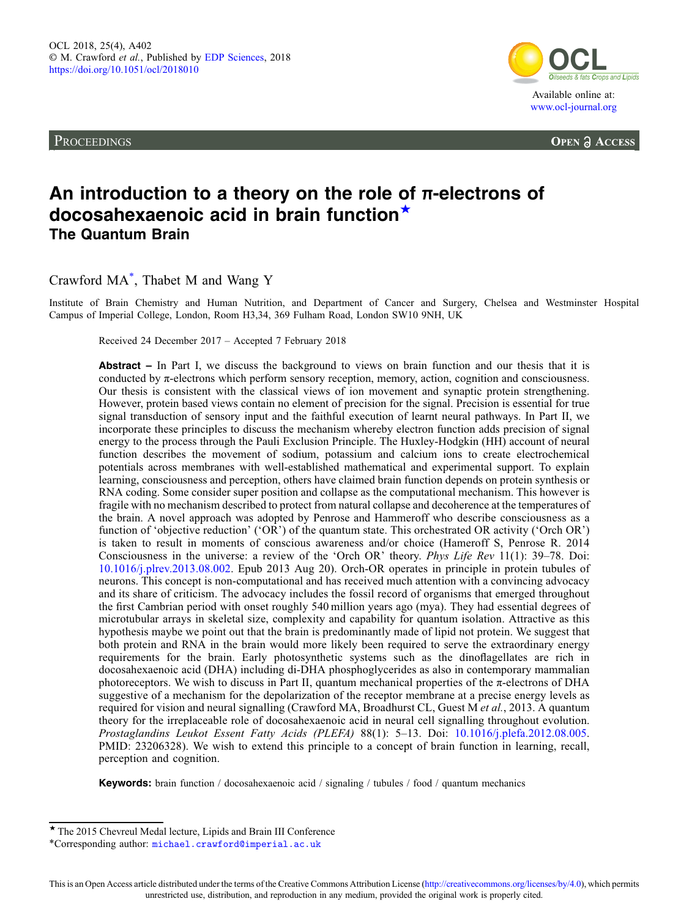PROCEEDINGS

# An introduction to a theory on the role of π-electrons of docosahexaenoic acid in brain function★

## The Quantum Brain

Crawford MA*, Thabet M and Wang Y

Institute of Brain Chemistry and Human Nutrition, and Department of Cancer and Surgery, Chelsea and Westminster Hospital Campus of Imperial College, London, Room H3,34, 369 Fulham Road, London SW10 9NH, UK

Received 24 December 2017 – Accepted 7 February 2018

**Abstract –** In Part I, we discuss the background to views on brain function and our thesis that it is conducted by π-electrons which perform sensory reception, memory, action, cognition and consciousness. Our thesis is consistent with the classical views of ion movement and synaptic protein strengthening. However, protein based views contain no element of precision for the signal. Precision is essential for true signal transduction of sensory input and the faithful execution of learnt neural pathways. In Part II, we incorporate these principles to discuss the mechanism whereby electron function adds precision of signal energy to the process through the Pauli Exclusion Principle. The Huxley-Hodgkin (HH) account of neural function describes the movement of sodium, potassium and calcium ions to create electrochemical potentials across membranes with well-established mathematical and experimental support. To explain learning, consciousness and perception, others have claimed brain function depends on protein synthesis or RNA coding. Some consider super position and collapse as the computational mechanism. This however is fragile with no mechanism described to protect from natural collapse and decoherence at the temperatures of the brain. A novel approach was adopted by Penrose and Hammeroff who describe consciousness as a function of 'objective reduction' ('OR') of the quantum state. This orchestrated OR activity ('Orch OR') is taken to result in moments of conscious awareness and/or choice (Hameroff S, Penrose R. 2014 Consciousness in the universe: a review of the 'Orch OR' theory. *Phys Life Rev* 11(1): 39–78. Doi: 10.1016/j.plrev.2013.08.002. Epub 2013 Aug 20). Orch-OR operates in principle in protein tubules of neurons. This concept is non-computational and has received much attention with a convincing advocacy and its share of criticism. The advocacy includes the fossil record of organisms that emerged throughout the first Cambrian period with onset roughly 540 million years ago (mya). They had essential degrees of microtubular arrays in skeletal size, complexity and capability for quantum isolation. Attractive as this hypothesis maybe we point out that the brain is predominantly made of lipid not protein. We suggest that both protein and RNA in the brain would more likely been required to serve the extraordinary energy requirements for the brain. Early photosynthetic systems such as the dinoflagellates are rich in docosahexaenoic acid (DHA) including di-DHA phosphoglycerides as also in contemporary mammalian photoreceptors. We wish to discuss in Part II, quantum mechanical properties of the π-electrons of DHA suggestive of a mechanism for the depolarization of the receptor membrane at a precise energy levels as required for vision and neural signalling (Crawford MA, Broadhurst CL, Guest M *et al.*, 2013. A quantum theory for the irreplaceable role of docosahexaenoic acid in neural cell signalling throughout evolution. *Prostaglandins Leukot Essent Fatty Acids (PLEFA)* 88(1): 5–13. Doi: 10.1016/j.plefa.2012.08.005. PMID: 23206328). We wish to extend this principle to a concept of brain function in learning, recall, perception and cognition.

**Keywords:** brain function / docosahexaenoic acid / signaling / tubules / food / quantum mechanics

★ The 2015 Chevreul Medal lecture, Lipids and Brain III Conference

*Corresponding author: michael.crawford@imperial.ac.uk

This is an Open Access article distributed under the terms of the Creative Commons Attribution License (http://creativecommons.org/licenses/by/4.0), which permits unrestricted use, distribution, and reproduction in any medium, provided the original work is properly cited.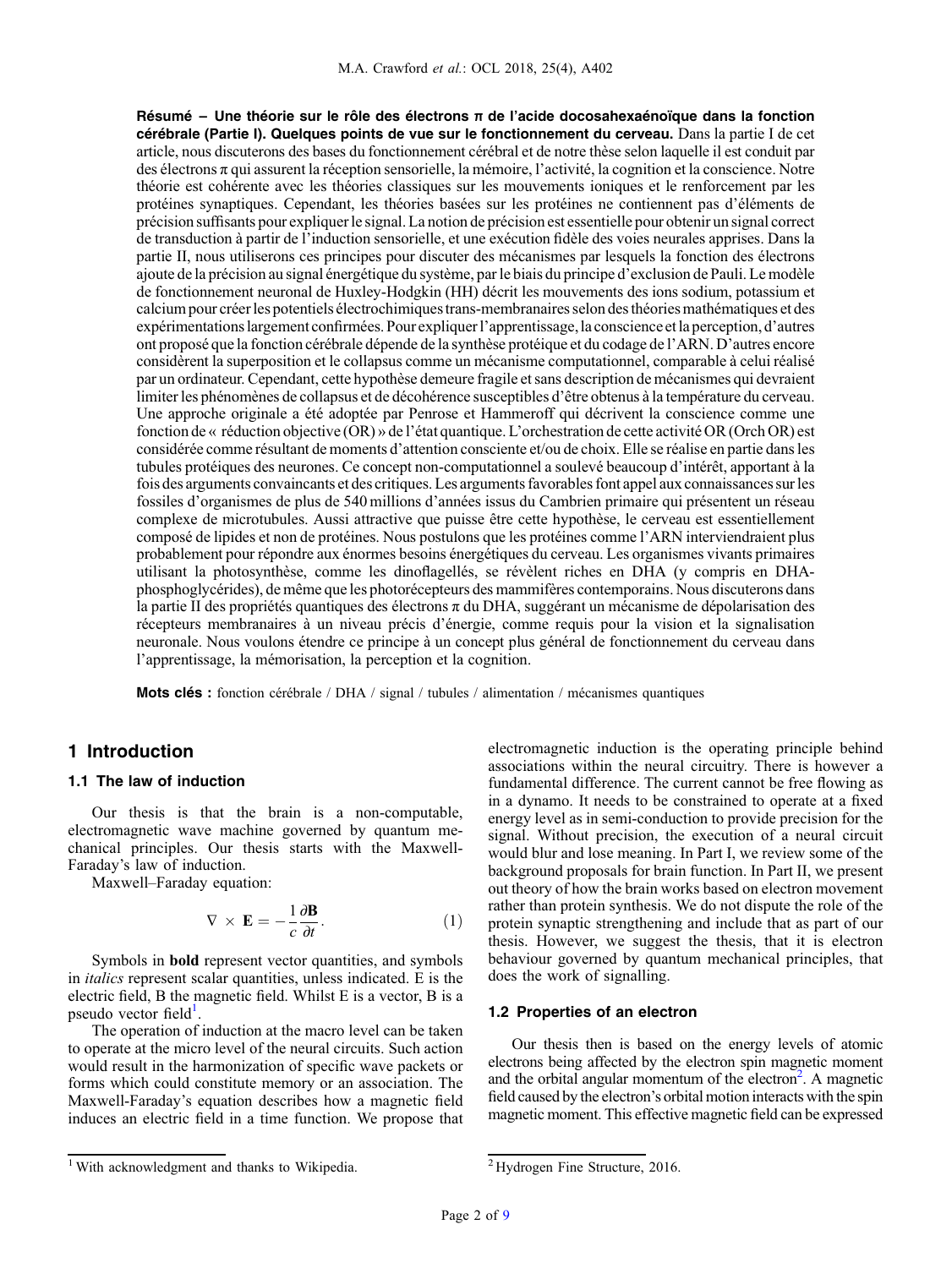**Résumé – Une théorie sur le rôle des électrons π de l'acide docosahexaénoïque dans la fonction cérébrale (Partie I). Quelques points de vue sur le fonctionnement du cerveau.** Dans la partie I de cet article, nous discuterons des bases du fonctionnement cérébral et de notre thèse selon laquelle il est conduit par des électrons π qui assurent la réception sensorielle, la mémoire, l'activité, la cognition et la conscience. Notre théorie est cohérente avec les théories classiques sur les mouvements ioniques et le renforcement par les protéines synaptiques. Cependant, les théories basées sur les protéines ne contiennent pas d'éléments de précision suffisants pour expliquer le signal. La notion de précision est essentielle pour obtenir un signal correct de transduction à partir de l'induction sensorielle, et une exécution fidèle des voies neurales apprises. Dans la partie II, nous utiliserons ces principes pour discuter des mécanismes par lesquels la fonction des électrons ajoute de la précision au signal énergétique du système, par le biais du principe d'exclusion de Pauli. Le modèle de fonctionnement neuronal de Huxley-Hodgkin (HH) décrit les mouvements des ions sodium, potassium et calcium pour créer les potentiels électrochimiques trans-membranaires selon des théories mathématiques et des expérimentations largement confirmées. Pour expliquer l'apprentissage, la conscience et la perception, d'autres ont proposé que la fonction cérébrale dépende de la synthèse protéique et du codage de l'ARN. D'autres encore considèrent la superposition et le collapsus comme un mécanisme computationnel, comparable à celui réalisé par un ordinateur. Cependant, cette hypothèse demeure fragile et sans description de mécanismes qui devraient limiter les phénomènes de collapsus et de décohérence susceptibles d'être obtenus à la température du cerveau. Une approche originale a été adoptée par Penrose et Hammeroff qui décrivent la conscience comme une fonction de « réduction objective (OR) » de l'état quantique. L'orchestration de cette activité OR (Orch OR) est considérée comme résultant de moments d'attention consciente et/ou de choix. Elle se réalise en partie dans les tubules protéiques des neurones. Ce concept non-computationnel a soulevé beaucoup d'intérêt, apportant à la fois des arguments convaincants et des critiques. Les arguments favorables font appel aux connaissances sur les fossiles d'organismes de plus de 540 millions d'années issus du Cambrien primaire qui présentent un réseau complexe de microtubules. Aussi attractive que puisse être cette hypothèse, le cerveau est essentiellement composé de lipides et non de protéines. Nous postulons que les protéines comme l'ARN interviendraient plus probablement pour répondre aux énormes besoins énergétiques du cerveau. Les organismes vivants primaires utilisant la photosynthèse, comme les dinoflagellés, se révèlent riches en DHA (y compris en DHA-phosphoglycérides), de même que les photorécepteurs des mammifères contemporains. Nous discuterons dans la partie II des propriétés quantiques des électrons π du DHA, suggérant un mécanisme de dépolarisation des récepteurs membranaires à un niveau précis d'énergie, comme requis pour la vision et la signalisation neuronale. Nous voulons étendre ce principe à un concept plus général de fonctionnement du cerveau dans l'apprentissage, la mémorisation, la perception et la cognition.

**Mots clés :** fonction cérébrale / DHA / signal / tubules / alimentation / mécanismes quantiques

## 1 Introduction

### 1.1 The law of induction

Our thesis is that the brain is a non-computable, electromagnetic wave machine governed by quantum mechanical principles. Our thesis starts with the Maxwell-Faraday's law of induction.

Maxwell–Faraday equation:

$$\nabla \times \mathbf{E} = -\frac{1}{c}\frac{\partial \mathbf{B}}{\partial t}. \tag{1}$$

Symbols in **bold** represent vector quantities, and symbols in *italics* represent scalar quantities, unless indicated. E is the electric field, B the magnetic field. Whilst E is a vector, B is a pseudo vector field[1].

The operation of induction at the macro level can be taken to operate at the micro level of the neural circuits. Such action would result in the harmonization of specific wave packets or forms which could constitute memory or an association. The Maxwell-Faraday's equation describes how a magnetic field induces an electric field in a time function. We propose that electromagnetic induction is the operating principle behind associations within the neural circuitry. There is however a fundamental difference. The current cannot be free flowing as in a dynamo. It needs to be constrained to operate at a fixed energy level as in semi-conduction to provide precision for the signal. Without precision, the execution of a neural circuit would blur and lose meaning. In Part I, we review some of the background proposals for brain function. In Part II, we present out theory of how the brain works based on electron movement rather than protein synthesis. We do not dispute the role of the protein synaptic strengthening and include that as part of our thesis. However, we suggest the thesis, that it is electron behaviour governed by quantum mechanical principles, that does the work of signalling.

### 1.2 Properties of an electron

Our thesis then is based on the energy levels of atomic electrons being affected by the electron spin magnetic moment and the orbital angular momentum of the electron[2]. A magnetic field caused by the electron's orbital motion interacts with the spin magnetic moment. This effective magnetic field can be expressed

[1] With acknowledgment and thanks to Wikipedia.

[2] Hydrogen Fine Structure, 2016.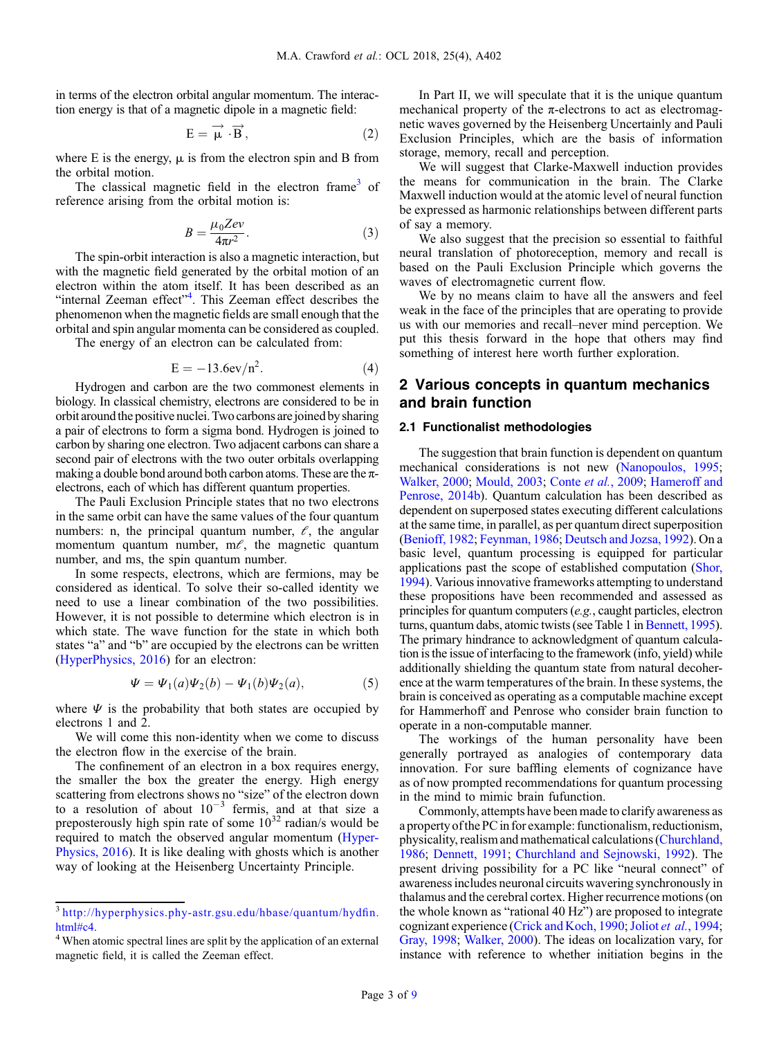in terms of the electron orbital angular momentum. The interaction energy is that of a magnetic dipole in a magnetic field:

$$E = \vec{\mu} \cdot \vec{B}, \tag{2}$$

where E is the energy, μ is from the electron spin and B from the orbital motion.

The classical magnetic field in the electron frame[3] of reference arising from the orbital motion is:

$$B = \frac{\mu_0 Zev}{4\pi r^2}. \tag{3}$$

The spin-orbit interaction is also a magnetic interaction, but with the magnetic field generated by the orbital motion of an electron within the atom itself. It has been described as an "internal Zeeman effect"[4]. This Zeeman effect describes the phenomenon when the magnetic fields are small enough that the orbital and spin angular momenta can be considered as coupled.

The energy of an electron can be calculated from:

$$E = -13.6\text{ev}/n^2. \tag{4}$$

Hydrogen and carbon are the two commonest elements in biology. In classical chemistry, electrons are considered to be in orbit around the positive nuclei. Two carbons are joined by sharing a pair of electrons to form a sigma bond. Hydrogen is joined to carbon by sharing one electron. Two adjacent carbons can share a second pair of electrons with the two outer orbitals overlapping making a double bond around both carbon atoms. These are the π-electrons, each of which has different quantum properties.

The Pauli Exclusion Principle states that no two electrons in the same orbit can have the same values of the four quantum numbers: n, the principal quantum number, ℓ, the angular momentum quantum number, mℓ, the magnetic quantum number, and ms, the spin quantum number.

In some respects, electrons, which are fermions, may be considered as identical. To solve their so-called identity we need to use a linear combination of the two possibilities. However, it is not possible to determine which electron is in which state. The wave function for the state in which both states "a" and "b" are occupied by the electrons can be written (HyperPhysics, 2016) for an electron:

$$\Psi = \Psi_1(a)\Psi_2(b) - \Psi_1(b)\Psi_2(a), \tag{5}$$

where $\Psi$ is the probability that both states are occupied by electrons 1 and 2.

We will come this non-identity when we come to discuss the electron flow in the exercise of the brain.

The confinement of an electron in a box requires energy, the smaller the box the greater the energy. High energy scattering from electrons shows no "size" of the electron down to a resolution of about $10^{-3}$ fermis, and at that size a preposterously high spin rate of some $10^{32}$ radian/s would be required to match the observed angular momentum (HyperPhysics, 2016). It is like dealing with ghosts which is another way of looking at the Heisenberg Uncertainty Principle.

In Part II, we will speculate that it is the unique quantum mechanical property of the π-electrons to act as electromagnetic waves governed by the Heisenberg Uncertainly and Pauli Exclusion Principles, which are the basis of information storage, memory, recall and perception.

We will suggest that Clarke-Maxwell induction provides the means for communication in the brain. The Clarke Maxwell induction would at the atomic level of neural function be expressed as harmonic relationships between different parts of say a memory.

We also suggest that the precision so essential to faithful neural translation of photoreception, memory and recall is based on the Pauli Exclusion Principle which governs the waves of electromagnetic current flow.

We by no means claim to have all the answers and feel weak in the face of the principles that are operating to provide us with our memories and recall–never mind perception. We put this thesis forward in the hope that others may find something of interest here worth further exploration.

## 2 Various concepts in quantum mechanics and brain function

### 2.1 Functionalist methodologies

The suggestion that brain function is dependent on quantum mechanical considerations is not new (Nanopoulos, 1995; Walker, 2000; Mould, 2003; Conte *et al.*, 2009; Hameroff and Penrose, 2014b). Quantum calculation has been described as dependent on superposed states executing different calculations at the same time, in parallel, as per quantum direct superposition (Benioff, 1982; Feynman, 1986; Deutsch and Jozsa, 1992). On a basic level, quantum processing is equipped for particular applications past the scope of established computation (Shor, 1994). Various innovative frameworks attempting to understand these propositions have been recommended and assessed as principles for quantum computers (*e.g.*, caught particles, electron turns, quantum dabs, atomic twists (see Table 1 in Bennett, 1995). The primary hindrance to acknowledgment of quantum calculation is the issue of interfacing to the framework (info, yield) while additionally shielding the quantum state from natural decoherence at the warm temperatures of the brain. In these systems, the brain is conceived as operating as a computable machine except for Hammerhoff and Penrose who consider brain function to operate in a non-computable manner.

The workings of the human personality have been generally portrayed as analogies of contemporary data innovation. For sure baffling elements of cognizance have as of now prompted recommendations for quantum processing in the mind to mimic brain fufunction.

Commonly, attempts have been made to clarify awareness as a property of the PC in for example: functionalism, reductionism, physicality, realism and mathematical calculations (Churchland, 1986; Dennett, 1991; Churchland and Sejnowski, 1992). The present driving possibility for a PC like "neural connect" of awareness includes neuronal circuits wavering synchronously in thalamus and the cerebral cortex. Higher recurrence motions (on the whole known as "rational 40 Hz") are proposed to integrate cognizant experience (Crick and Koch, 1990; Joliot *et al.*, 1994; Gray, 1998; Walker, 2000). The ideas on localization vary, for instance with reference to whether initiation begins in the

[3] http://hyperphysics.phy-astr.gsu.edu/hbase/quantum/hydfin.html#c4.

[4] When atomic spectral lines are split by the application of an external magnetic field, it is called the Zeeman effect.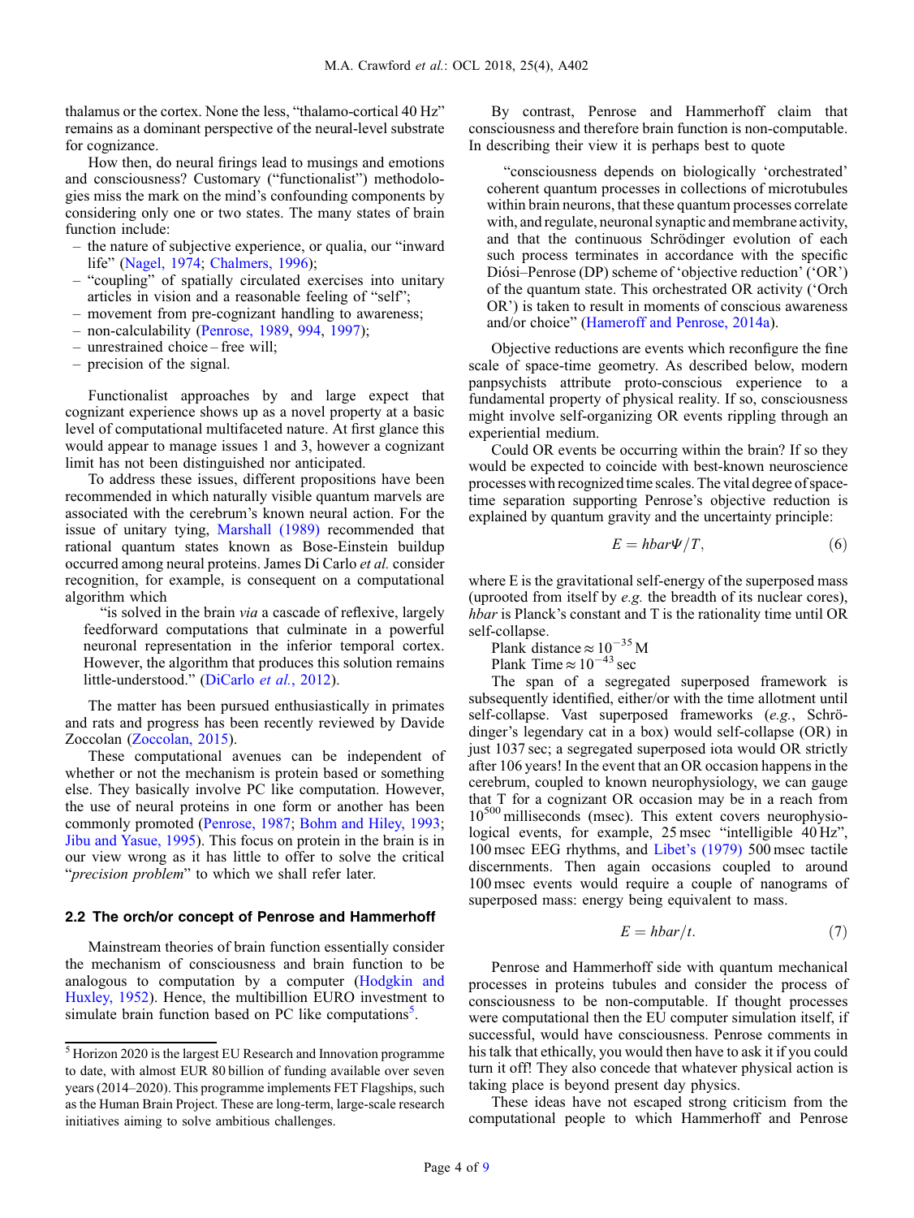thalamus or the cortex. None the less, "thalamo-cortical 40 Hz" remains as a dominant perspective of the neural-level substrate for cognizance.

How then, do neural firings lead to musings and emotions and consciousness? Customary ("functionalist") methodologies miss the mark on the mind's confounding components by considering only one or two states. The many states of brain function include:

- the nature of subjective experience, or qualia, our "inward life" (Nagel, 1974; Chalmers, 1996);
- "coupling" of spatially circulated exercises into unitary articles in vision and a reasonable feeling of "self";
- movement from pre-cognizant handling to awareness;
- non-calculability (Penrose, 1989, 994, 1997);
- unrestrained choice – free will;
- precision of the signal.

Functionalist approaches by and large expect that cognizant experience shows up as a novel property at a basic level of computational multifaceted nature. At first glance this would appear to manage issues 1 and 3, however a cognizant limit has not been distinguished nor anticipated.

To address these issues, different propositions have been recommended in which naturally visible quantum marvels are associated with the cerebrum's known neural action. For the issue of unitary tying, Marshall (1989) recommended that rational quantum states known as Bose-Einstein buildup occurred among neural proteins. James Di Carlo *et al.* consider recognition, for example, is consequent on a computational algorithm which

> "is solved in the brain *via* a cascade of reflexive, largely feedforward computations that culminate in a powerful neuronal representation in the inferior temporal cortex. However, the algorithm that produces this solution remains little-understood." (DiCarlo *et al.*, 2012).

The matter has been pursued enthusiastically in primates and rats and progress has been recently reviewed by Davide Zoccolan (Zoccolan, 2015).

These computational avenues can be independent of whether or not the mechanism is protein based or something else. They basically involve PC like computation. However, the use of neural proteins in one form or another has been commonly promoted (Penrose, 1987; Bohm and Hiley, 1993; Jibu and Yasue, 1995). This focus on protein in the brain is in our view wrong as it has little to offer to solve the critical "*precision problem*" to which we shall refer later.

### 2.2 The orch/or concept of Penrose and Hammerhoff

Mainstream theories of brain function essentially consider the mechanism of consciousness and brain function to be analogous to computation by a computer (Hodgkin and Huxley, 1952). Hence, the multibillion EURO investment to simulate brain function based on PC like computations[5].

[5] Horizon 2020 is the largest EU Research and Innovation programme to date, with almost EUR 80 billion of funding available over seven years (2014–2020). This programme implements FET Flagships, such as the Human Brain Project. These are long-term, large-scale research initiatives aiming to solve ambitious challenges.

By contrast, Penrose and Hammerhoff claim that consciousness and therefore brain function is non-computable. In describing their view it is perhaps best to quote

> "consciousness depends on biologically 'orchestrated' coherent quantum processes in collections of microtubules within brain neurons, that these quantum processes correlate with, and regulate, neuronal synaptic and membrane activity, and that the continuous Schrödinger evolution of each such process terminates in accordance with the specific Diósi–Penrose (DP) scheme of 'objective reduction' ('OR') of the quantum state. This orchestrated OR activity ('Orch OR') is taken to result in moments of conscious awareness and/or choice" (Hameroff and Penrose, 2014a).

Objective reductions are events which reconfigure the fine scale of space-time geometry. As described below, modern panpsychists attribute proto-conscious experience to a fundamental property of physical reality. If so, consciousness might involve self-organizing OR events rippling through an experiential medium.

Could OR events be occurring within the brain? If so they would be expected to coincide with best-known neuroscience processes with recognized time scales. The vital degree of space-time separation supporting Penrose's objective reduction is explained by quantum gravity and the uncertainty principle:

$$E = hbar\Psi/T, \tag{6}$$

where E is the gravitational self-energy of the superposed mass (uprooted from itself by *e.g.* the breadth of its nuclear cores), *hbar* is Planck's constant and T is the rationality time until OR self-collapse.

Plank distance $\approx 10^{-35}$ M
Plank Time $\approx 10^{-43}$ sec

The span of a segregated superposed framework is subsequently identified, either/or with the time allotment until self-collapse. Vast superposed frameworks (*e.g.*, Schrödinger's legendary cat in a box) would self-collapse (OR) in just 1037 sec; a segregated superposed iota would OR strictly after 106 years! In the event that an OR occasion happens in the cerebrum, coupled to known neurophysiology, we can gauge that T for a cognizant OR occasion may be in a reach from $10^{500}$ milliseconds (msec). This extent covers neurophysiological events, for example, 25 msec "intelligible 40 Hz", 100 msec EEG rhythms, and Libet's (1979) 500 msec tactile discernments. Then again occasions coupled to around 100 msec events would require a couple of nanograms of superposed mass: energy being equivalent to mass.

$$E = hbar/t. \tag{7}$$

Penrose and Hammerhoff side with quantum mechanical processes in proteins tubules and consider the process of consciousness to be non-computable. If thought processes were computational then the EU computer simulation itself, if successful, would have consciousness. Penrose comments in his talk that ethically, you would then have to ask it if you could turn it off! They also concede that whatever physical action is taking place is beyond present day physics.

These ideas have not escaped strong criticism from the computational people to which Hammerhoff and Penrose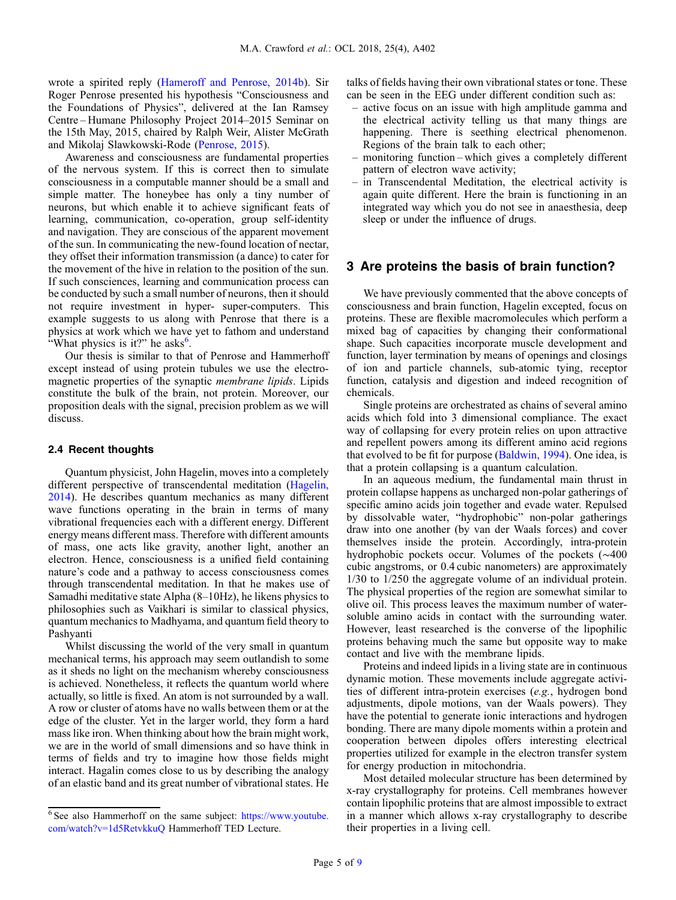wrote a spirited reply (Hameroff and Penrose, 2014b). Sir Roger Penrose presented his hypothesis "Consciousness and the Foundations of Physics", delivered at the Ian Ramsey Centre – Humane Philosophy Project 2014–2015 Seminar on the 15th May, 2015, chaired by Ralph Weir, Alister McGrath and Mikolaj Slawkowski-Rode (Penrose, 2015).

Awareness and consciousness are fundamental properties of the nervous system. If this is correct then to simulate consciousness in a computable manner should be a small and simple matter. The honeybee has only a tiny number of neurons, but which enable it to achieve significant feats of learning, communication, co-operation, group self-identity and navigation. They are conscious of the apparent movement of the sun. In communicating the new-found location of nectar, they offset their information transmission (a dance) to cater for the movement of the hive in relation to the position of the sun. If such consciences, learning and communication process can be conducted by such a small number of neurons, then it should not require investment in hyper- super-computers. This example suggests to us along with Penrose that there is a physics at work which we have yet to fathom and understand "What physics is it?" he asks[6].

Our thesis is similar to that of Penrose and Hammerhoff except instead of using protein tubules we use the electromagnetic properties of the synaptic *membrane lipids*. Lipids constitute the bulk of the brain, not protein. Moreover, our proposition deals with the signal, precision problem as we will discuss.

### 2.4 Recent thoughts

Quantum physicist, John Hagelin, moves into a completely different perspective of transcendental meditation (Hagelin, 2014). He describes quantum mechanics as many different wave functions operating in the brain in terms of many vibrational frequencies each with a different energy. Different energy means different mass. Therefore with different amounts of mass, one acts like gravity, another light, another an electron. Hence, consciousness is a unified field containing nature's code and a pathway to access consciousness comes through transcendental meditation. In that he makes use of Samadhi meditative state Alpha (8–10Hz), he likens physics to philosophies such as Vaikhari is similar to classical physics, quantum mechanics to Madhyama, and quantum field theory to Pashyanti

Whilst discussing the world of the very small in quantum mechanical terms, his approach may seem outlandish to some as it sheds no light on the mechanism whereby consciousness is achieved. Nonetheless, it reflects the quantum world where actually, so little is fixed. An atom is not surrounded by a wall. A row or cluster of atoms have no walls between them or at the edge of the cluster. Yet in the larger world, they form a hard mass like iron. When thinking about how the brain might work, we are in the world of small dimensions and so have think in terms of fields and try to imagine how those fields might interact. Hagalin comes close to us by describing the analogy of an elastic band and its great number of vibrational states. He talks of fields having their own vibrational states or tone. These can be seen in the EEG under different condition such as:

- active focus on an issue with high amplitude gamma and the electrical activity telling us that many things are happening. There is seething electrical phenomenon. Regions of the brain talk to each other;
- monitoring function – which gives a completely different pattern of electron wave activity;
- in Transcendental Meditation, the electrical activity is again quite different. Here the brain is functioning in an integrated way which you do not see in anaesthesia, deep sleep or under the influence of drugs.

## 3 Are proteins the basis of brain function?

We have previously commented that the above concepts of consciousness and brain function, Hagelin excepted, focus on proteins. These are flexible macromolecules which perform a mixed bag of capacities by changing their conformational shape. Such capacities incorporate muscle development and function, layer termination by means of openings and closings of ion and particle channels, sub-atomic tying, receptor function, catalysis and digestion and indeed recognition of chemicals.

Single proteins are orchestrated as chains of several amino acids which fold into 3 dimensional compliance. The exact way of collapsing for every protein relies on upon attractive and repellent powers among its different amino acid regions that evolved to be fit for purpose (Baldwin, 1994). One idea, is that a protein collapsing is a quantum calculation.

In an aqueous medium, the fundamental main thrust in protein collapse happens as uncharged non-polar gatherings of specific amino acids join together and evade water. Repulsed by dissolvable water, "hydrophobic" non-polar gatherings draw into one another (by van der Waals forces) and cover themselves inside the protein. Accordingly, intra-protein hydrophobic pockets occur. Volumes of the pockets (~400 cubic angstroms, or 0.4 cubic nanometers) are approximately 1/30 to 1/250 the aggregate volume of an individual protein. The physical properties of the region are somewhat similar to olive oil. This process leaves the maximum number of water-soluble amino acids in contact with the surrounding water. However, least researched is the converse of the lipophilic proteins behaving much the same but opposite way to make contact and live with the membrane lipids.

Proteins and indeed lipids in a living state are in continuous dynamic motion. These movements include aggregate activities of different intra-protein exercises (*e.g.*, hydrogen bond adjustments, dipole motions, van der Waals powers). They have the potential to generate ionic interactions and hydrogen bonding. There are many dipole moments within a protein and cooperation between dipoles offers interesting electrical properties utilized for example in the electron transfer system for energy production in mitochondria.

Most detailed molecular structure has been determined by x-ray crystallography for proteins. Cell membranes however contain lipophilic proteins that are almost impossible to extract in a manner which allows x-ray crystallography to describe their properties in a living cell.

[6] See also Hammerhoff on the same subject: https://www.youtube.com/watch?v=1d5RetvkkuQ Hammerhoff TED Lecture.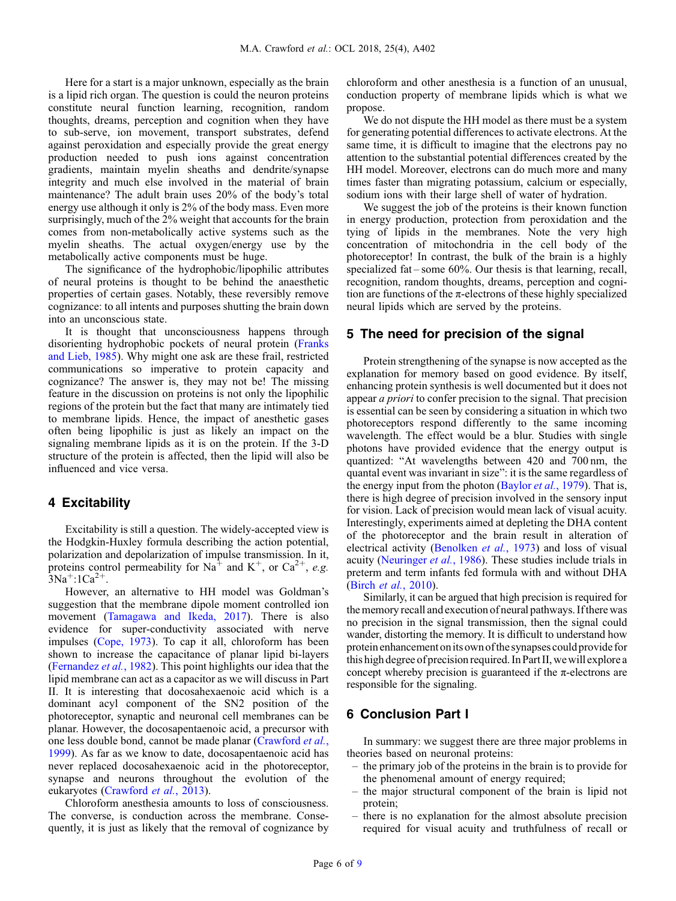Here for a start is a major unknown, especially as the brain is a lipid rich organ. The question is could the neuron proteins constitute neural function learning, recognition, random thoughts, dreams, perception and cognition when they have to sub-serve, ion movement, transport substrates, defend against peroxidation and especially provide the great energy production needed to push ions against concentration gradients, maintain myelin sheaths and dendrite/synapse integrity and much else involved in the material of brain maintenance? The adult brain uses 20% of the body's total energy use although it only is 2% of the body mass. Even more surprisingly, much of the 2% weight that accounts for the brain comes from non-metabolically active systems such as the myelin sheaths. The actual oxygen/energy use by the metabolically active components must be huge.

The significance of the hydrophobic/lipophilic attributes of neural proteins is thought to be behind the anaesthetic properties of certain gases. Notably, these reversibly remove cognizance: to all intents and purposes shutting the brain down into an unconscious state.

It is thought that unconsciousness happens through disorienting hydrophobic pockets of neural protein (Franks and Lieb, 1985). Why might one ask are these frail, restricted communications so imperative to protein capacity and cognizance? The answer is, they may not be! The missing feature in the discussion on proteins is not only the lipophilic regions of the protein but the fact that many are intimately tied to membrane lipids. Hence, the impact of anesthetic gases often being lipophilic is just as likely an impact on the signaling membrane lipids as it is on the protein. If the 3-D structure of the protein is affected, then the lipid will also be influenced and vice versa.

## 4 Excitability

Excitability is still a question. The widely-accepted view is the Hodgkin-Huxley formula describing the action potential, polarization and depolarization of impulse transmission. In it, proteins control permeability for $Na^+$ and $K^+$, or $Ca^{2+}$, *e.g.* $3Na^+:1Ca^{2+}$.

However, an alternative to HH model was Goldman's suggestion that the membrane dipole moment controlled ion movement (Tamagawa and Ikeda, 2017). There is also evidence for super-conductivity associated with nerve impulses (Cope, 1973). To cap it all, chloroform has been shown to increase the capacitance of planar lipid bi-layers (Fernandez *et al.*, 1982). This point highlights our idea that the lipid membrane can act as a capacitor as we will discuss in Part II. It is interesting that docosahexaenoic acid which is a dominant acyl component of the SN2 position of the photoreceptor, synaptic and neuronal cell membranes can be planar. However, the docosapentaenoic acid, a precursor with one less double bond, cannot be made planar (Crawford *et al.*, 1999). As far as we know to date, docosapentaenoic acid has never replaced docosahexaenoic acid in the photoreceptor, synapse and neurons throughout the evolution of the eukaryotes (Crawford *et al.*, 2013).

Chloroform anesthesia amounts to loss of consciousness. The converse, is conduction across the membrane. Consequently, it is just as likely that the removal of cognizance by chloroform and other anesthesia is a function of an unusual, conduction property of membrane lipids which is what we propose.

We do not dispute the HH model as there must be a system for generating potential differences to activate electrons. At the same time, it is difficult to imagine that the electrons pay no attention to the substantial potential differences created by the HH model. Moreover, electrons can do much more and many times faster than migrating potassium, calcium or especially, sodium ions with their large shell of water of hydration.

We suggest the job of the proteins is their known function in energy production, protection from peroxidation and the tying of lipids in the membranes. Note the very high concentration of mitochondria in the cell body of the photoreceptor! In contrast, the bulk of the brain is a highly specialized fat – some 60%. Our thesis is that learning, recall, recognition, random thoughts, dreams, perception and cognition are functions of the π-electrons of these highly specialized neural lipids which are served by the proteins.

## 5 The need for precision of the signal

Protein strengthening of the synapse is now accepted as the explanation for memory based on good evidence. By itself, enhancing protein synthesis is well documented but it does not appear *a priori* to confer precision to the signal. That precision is essential can be seen by considering a situation in which two photoreceptors respond differently to the same incoming wavelength. The effect would be a blur. Studies with single photons have provided evidence that the energy output is quantized: "At wavelengths between 420 and 700 nm, the quantal event was invariant in size": it is the same regardless of the energy input from the photon (Baylor *et al.*, 1979). That is, there is high degree of precision involved in the sensory input for vision. Lack of precision would mean lack of visual acuity. Interestingly, experiments aimed at depleting the DHA content of the photoreceptor and the brain result in alteration of electrical activity (Benolken *et al.*, 1973) and loss of visual acuity (Neuringer *et al.*, 1986). These studies include trials in preterm and term infants fed formula with and without DHA (Birch *et al.*, 2010).

Similarly, it can be argued that high precision is required for the memory recall and execution of neural pathways. If there was no precision in the signal transmission, then the signal could wander, distorting the memory. It is difficult to understand how protein enhancement on its own of the synapses could provide for this high degree of precision required. In Part II, we will explore a concept whereby precision is guaranteed if the π-electrons are responsible for the signaling.

## 6 Conclusion Part I

In summary: we suggest there are three major problems in theories based on neuronal proteins:

- the primary job of the proteins in the brain is to provide for the phenomenal amount of energy required;
- the major structural component of the brain is lipid not protein;
- there is no explanation for the almost absolute precision required for visual acuity and truthfulness of recall or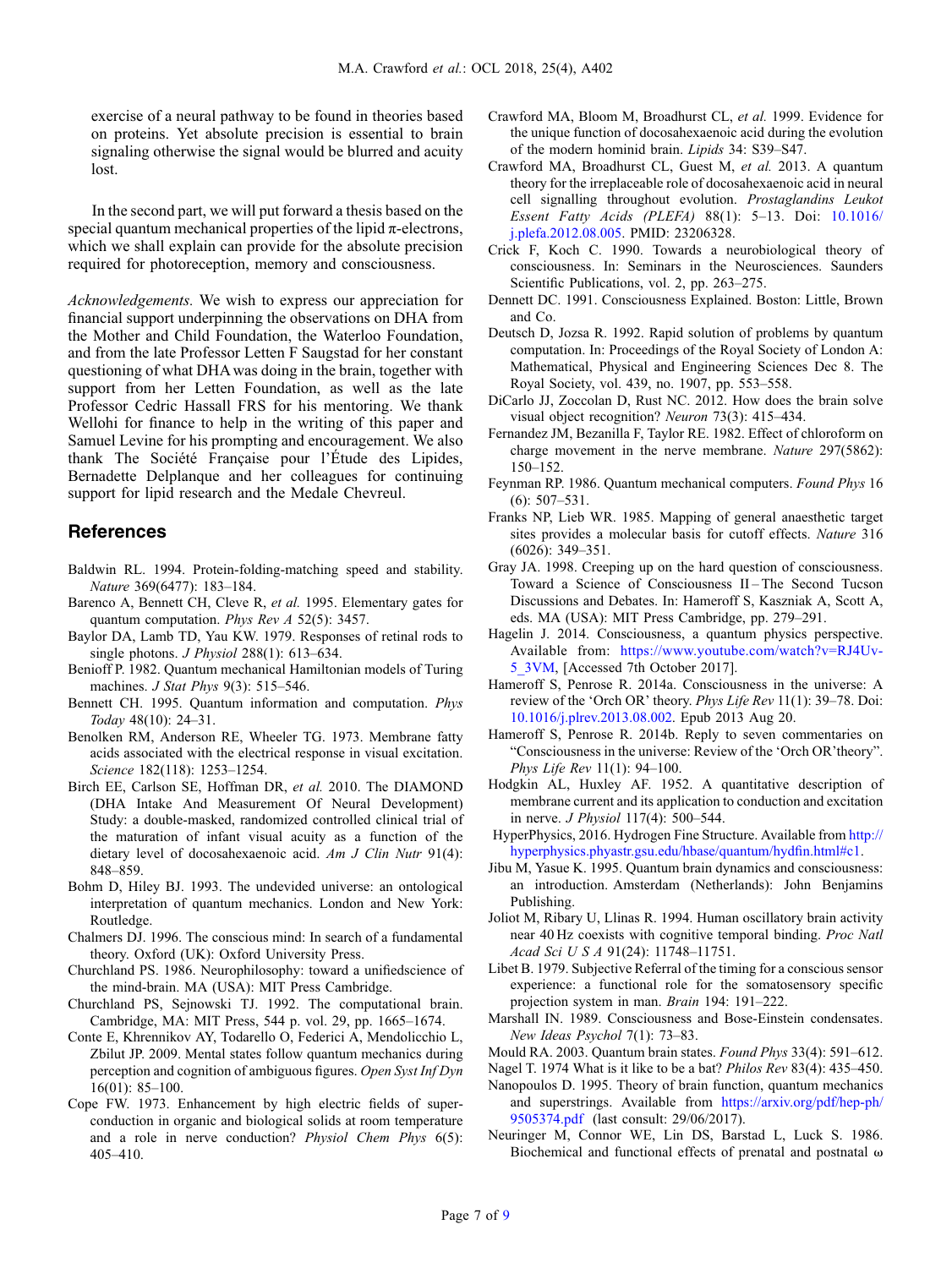exercise of a neural pathway to be found in theories based on proteins. Yet absolute precision is essential to brain signaling otherwise the signal would be blurred and acuity lost.

In the second part, we will put forward a thesis based on the special quantum mechanical properties of the lipid π-electrons, which we shall explain can provide for the absolute precision required for photoreception, memory and consciousness.

*Acknowledgements.* We wish to express our appreciation for financial support underpinning the observations on DHA from the Mother and Child Foundation, the Waterloo Foundation, and from the late Professor Letten F Saugstad for her constant questioning of what DHA was doing in the brain, together with support from her Letten Foundation, as well as the late Professor Cedric Hassall FRS for his mentoring. We thank Wellohi for finance to help in the writing of this paper and Samuel Levine for his prompting and encouragement. We also thank The Société Française pour l'Étude des Lipides, Bernadette Delplanque and her colleagues for continuing support for lipid research and the Medale Chevreul.

## References

Baldwin RL. 1994. Protein-folding-matching speed and stability. *Nature* 369(6477): 183–184.

Barenco A, Bennett CH, Cleve R, *et al.* 1995. Elementary gates for quantum computation. *Phys Rev A* 52(5): 3457.

Baylor DA, Lamb TD, Yau KW. 1979. Responses of retinal rods to single photons. *J Physiol* 288(1): 613–634.

Benioff P. 1982. Quantum mechanical Hamiltonian models of Turing machines. *J Stat Phys* 9(3): 515–546.

Bennett CH. 1995. Quantum information and computation. *Phys Today* 48(10): 24–31.

Benolken RM, Anderson RE, Wheeler TG. 1973. Membrane fatty acids associated with the electrical response in visual excitation. *Science* 182(118): 1253–1254.

Birch EE, Carlson SE, Hoffman DR, *et al.* 2010. The DIAMOND (DHA Intake And Measurement Of Neural Development) Study: a double-masked, randomized controlled clinical trial of the maturation of infant visual acuity as a function of the dietary level of docosahexaenoic acid. *Am J Clin Nutr* 91(4): 848–859.

Bohm D, Hiley BJ. 1993. The undevided universe: an ontological interpretation of quantum mechanics. London and New York: Routledge.

Chalmers DJ. 1996. The conscious mind: In search of a fundamental theory. Oxford (UK): Oxford University Press.

Churchland PS. 1986. Neurophilosophy: toward a unifiedscience of the mind-brain. MA (USA): MIT Press Cambridge.

Churchland PS, Sejnowski TJ. 1992. The computational brain. Cambridge, MA: MIT Press, 544 p. vol. 29, pp. 1665–1674.

Conte E, Khrennikov AY, Todarello O, Federici A, Mendolicchio L, Zbilut JP. 2009. Mental states follow quantum mechanics during perception and cognition of ambiguous figures. *Open Syst Inf Dyn* 16(01): 85–100.

Cope FW. 1973. Enhancement by high electric fields of superconduction in organic and biological solids at room temperature and a role in nerve conduction? *Physiol Chem Phys* 6(5): 405–410.

Crawford MA, Bloom M, Broadhurst CL, *et al.* 1999. Evidence for the unique function of docosahexaenoic acid during the evolution of the modern hominid brain. *Lipids* 34: S39–S47.

Crawford MA, Broadhurst CL, Guest M, *et al.* 2013. A quantum theory for the irreplaceable role of docosahexaenoic acid in neural cell signalling throughout evolution. *Prostaglandins Leukot Essent Fatty Acids (PLEFA)* 88(1): 5–13. Doi: 10.1016/j.plefa.2012.08.005. PMID: 23206328.

Crick F, Koch C. 1990. Towards a neurobiological theory of consciousness. In: Seminars in the Neurosciences. Saunders Scientific Publications, vol. 2, pp. 263–275.

Dennett DC. 1991. Consciousness Explained. Boston: Little, Brown and Co.

Deutsch D, Jozsa R. 1992. Rapid solution of problems by quantum computation. In: Proceedings of the Royal Society of London A: Mathematical, Physical and Engineering Sciences Dec 8. The Royal Society, vol. 439, no. 1907, pp. 553–558.

DiCarlo JJ, Zoccolan D, Rust NC. 2012. How does the brain solve visual object recognition? *Neuron* 73(3): 415–434.

Fernandez JM, Bezanilla F, Taylor RE. 1982. Effect of chloroform on charge movement in the nerve membrane. *Nature* 297(5862): 150–152.

Feynman RP. 1986. Quantum mechanical computers. *Found Phys* 16 (6): 507–531.

Franks NP, Lieb WR. 1985. Mapping of general anaesthetic target sites provides a molecular basis for cutoff effects. *Nature* 316 (6026): 349–351.

Gray JA. 1998. Creeping up on the hard question of consciousness. Toward a Science of Consciousness II – The Second Tucson Discussions and Debates. In: Hameroff S, Kaszniak A, Scott A, eds. MA (USA): MIT Press Cambridge, pp. 279–291.

Hagelin J. 2014. Consciousness, a quantum physics perspective. Available from: https://www.youtube.com/watch?v=RJ4Uv-5_3VM, [Accessed 7th October 2017].

Hameroff S, Penrose R. 2014a. Consciousness in the universe: A review of the 'Orch OR' theory. *Phys Life Rev* 11(1): 39–78. Doi: 10.1016/j.plrev.2013.08.002. Epub 2013 Aug 20.

Hameroff S, Penrose R. 2014b. Reply to seven commentaries on "Consciousness in the universe: Review of the 'Orch OR'theory". *Phys Life Rev* 11(1): 94–100.

Hodgkin AL, Huxley AF. 1952. A quantitative description of membrane current and its application to conduction and excitation in nerve. *J Physiol* 117(4): 500–544.

HyperPhysics, 2016. Hydrogen Fine Structure. Available from http://hyperphysics.phyastr.gsu.edu/hbase/quantum/hydfin.html#c1.

Jibu M, Yasue K. 1995. Quantum brain dynamics and consciousness: an introduction. Amsterdam (Netherlands): John Benjamins Publishing.

Joliot M, Ribary U, Llinas R. 1994. Human oscillatory brain activity near 40 Hz coexists with cognitive temporal binding. *Proc Natl Acad Sci U S A* 91(24): 11748–11751.

Libet B. 1979. Subjective Referral of the timing for a conscious sensor experience: a functional role for the somatosensory specific projection system in man. *Brain* 194: 191–222.

Marshall IN. 1989. Consciousness and Bose-Einstein condensates. *New Ideas Psychol* 7(1): 73–83.

Mould RA. 2003. Quantum brain states. *Found Phys* 33(4): 591–612.

Nagel T. 1974 What is it like to be a bat? *Philos Rev* 83(4): 435–450.

Nanopoulos D. 1995. Theory of brain function, quantum mechanics and superstrings. Available from https://arxiv.org/pdf/hep-ph/9505374.pdf (last consult: 29/06/2017).

Neuringer M, Connor WE, Lin DS, Barstad L, Luck S. 1986. Biochemical and functional effects of prenatal and postnatal ω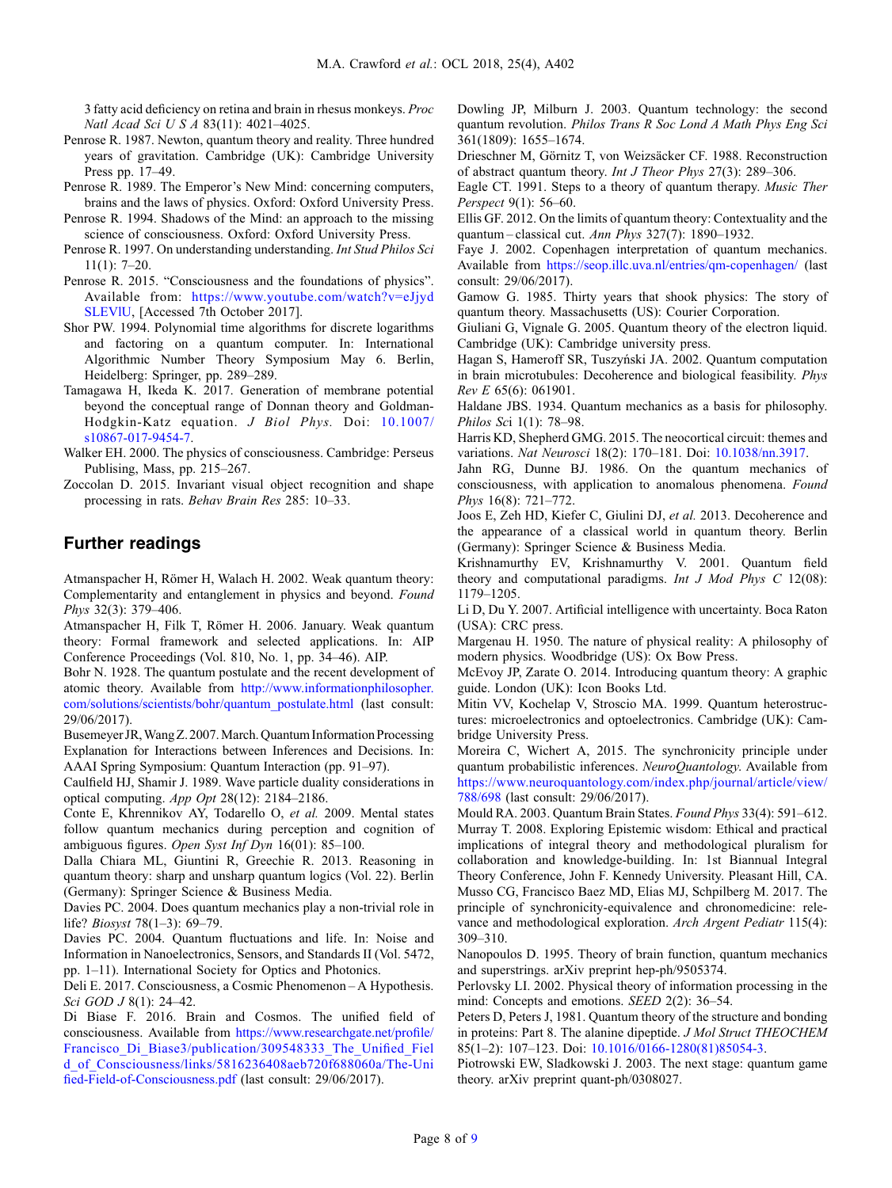3 fatty acid deficiency on retina and brain in rhesus monkeys. *Proc Natl Acad Sci U S A* 83(11): 4021–4025.

Penrose R. 1987. Newton, quantum theory and reality. Three hundred years of gravitation. Cambridge (UK): Cambridge University Press pp. 17–49.

Penrose R. 1989. The Emperor's New Mind: concerning computers, brains and the laws of physics. Oxford: Oxford University Press.

Penrose R. 1994. Shadows of the Mind: an approach to the missing science of consciousness. Oxford: Oxford University Press.

Penrose R. 1997. On understanding understanding. *Int Stud Philos Sci* 11(1): 7–20.

Penrose R. 2015. "Consciousness and the foundations of physics". Available from: https://www.youtube.com/watch?v=eJjydSLEVlU, [Accessed 7th October 2017].

Shor PW. 1994. Polynomial time algorithms for discrete logarithms and factoring on a quantum computer. In: International Algorithmic Number Theory Symposium May 6. Berlin, Heidelberg: Springer, pp. 289–289.

Tamagawa H, Ikeda K. 2017. Generation of membrane potential beyond the conceptual range of Donnan theory and Goldman-Hodgkin-Katz equation. *J Biol Phys*. Doi: 10.1007/s10867-017-9454-7.

Walker EH. 2000. The physics of consciousness. Cambridge: Perseus Publising, Mass, pp. 215–267.

Zoccolan D. 2015. Invariant visual object recognition and shape processing in rats. *Behav Brain Res* 285: 10–33.

## Further readings

Atmanspacher H, Römer H, Walach H. 2002. Weak quantum theory: Complementarity and entanglement in physics and beyond. *Found Phys* 32(3): 379–406.

Atmanspacher H, Filk T, Römer H. 2006. January. Weak quantum theory: Formal framework and selected applications. In: AIP Conference Proceedings (Vol. 810, No. 1, pp. 34–46). AIP.

Bohr N. 1928. The quantum postulate and the recent development of atomic theory. Available from http://www.informationphilosopher.com/solutions/scientists/bohr/quantum_postulate.html (last consult: 29/06/2017).

Busemeyer JR, Wang Z. 2007. March. Quantum Information Processing Explanation for Interactions between Inferences and Decisions. In: AAAI Spring Symposium: Quantum Interaction (pp. 91–97).

Caulfield HJ, Shamir J. 1989. Wave particle duality considerations in optical computing. *App Opt* 28(12): 2184–2186.

Conte E, Khrennikov AY, Todarello O, *et al.* 2009. Mental states follow quantum mechanics during perception and cognition of ambiguous figures. *Open Syst Inf Dyn* 16(01): 85–100.

Dalla Chiara ML, Giuntini R, Greechie R. 2013. Reasoning in quantum theory: sharp and unsharp quantum logics (Vol. 22). Berlin (Germany): Springer Science & Business Media.

Davies PC. 2004. Does quantum mechanics play a non-trivial role in life? *Biosyst* 78(1–3): 69–79.

Davies PC. 2004. Quantum fluctuations and life. In: Noise and Information in Nanoelectronics, Sensors, and Standards II (Vol. 5472, pp. 1–11). International Society for Optics and Photonics.

Deli E. 2017. Consciousness, a Cosmic Phenomenon – A Hypothesis. *Sci GOD J* 8(1): 24–42.

Di Biase F. 2016. Brain and Cosmos. The unified field of consciousness. Available from https://www.researchgate.net/profile/Francisco_Di_Biase3/publication/309548333_The_Unified_Field_of_Consciousness/links/5816236408aeb720f688060a/The-Unified-Field-of-Consciousness.pdf (last consult: 29/06/2017).

Dowling JP, Milburn J. 2003. Quantum technology: the second quantum revolution. *Philos Trans R Soc Lond A Math Phys Eng Sci* 361(1809): 1655–1674.

Drieschner M, Görnitz T, von Weizsäcker CF. 1988. Reconstruction of abstract quantum theory. *Int J Theor Phys* 27(3): 289–306.

Eagle CT. 1991. Steps to a theory of quantum therapy. *Music Ther Perspect* 9(1): 56–60.

Ellis GF. 2012. On the limits of quantum theory: Contextuality and the quantum – classical cut. *Ann Phys* 327(7): 1890–1932.

Faye J. 2002. Copenhagen interpretation of quantum mechanics. Available from https://seop.illc.uva.nl/entries/qm-copenhagen/ (last consult: 29/06/2017).

Gamow G. 1985. Thirty years that shook physics: The story of quantum theory. Massachusetts (US): Courier Corporation.

Giuliani G, Vignale G. 2005. Quantum theory of the electron liquid. Cambridge (UK): Cambridge university press.

Hagan S, Hameroff SR, Tuszyński JA. 2002. Quantum computation in brain microtubules: Decoherence and biological feasibility. *Phys Rev E* 65(6): 061901.

Haldane JBS. 1934. Quantum mechanics as a basis for philosophy. *Philos Sc*i 1(1): 78–98.

Harris KD, Shepherd GMG. 2015. The neocortical circuit: themes and variations. *Nat Neurosci* 18(2): 170–181. Doi: 10.1038/nn.3917.

Jahn RG, Dunne BJ. 1986. On the quantum mechanics of consciousness, with application to anomalous phenomena. *Found Phys* 16(8): 721–772.

Joos E, Zeh HD, Kiefer C, Giulini DJ, *et al.* 2013. Decoherence and the appearance of a classical world in quantum theory. Berlin (Germany): Springer Science & Business Media.

Krishnamurthy EV, Krishnamurthy V. 2001. Quantum field theory and computational paradigms. *Int J Mod Phys C* 12(08): 1179–1205.

Li D, Du Y. 2007. Artificial intelligence with uncertainty. Boca Raton (USA): CRC press.

Margenau H. 1950. The nature of physical reality: A philosophy of modern physics. Woodbridge (US): Ox Bow Press.

McEvoy JP, Zarate O. 2014. Introducing quantum theory: A graphic guide. London (UK): Icon Books Ltd.

Mitin VV, Kochelap V, Stroscio MA. 1999. Quantum heterostructures: microelectronics and optoelectronics. Cambridge (UK): Cambridge University Press.

Moreira C, Wichert A, 2015. The synchronicity principle under quantum probabilistic inferences. *NeuroQuantology.* Available from https://www.neuroquantology.com/index.php/journal/article/view/788/698 (last consult: 29/06/2017).

Mould RA. 2003. Quantum Brain States. *Found Phys* 33(4): 591–612.

Murray T. 2008. Exploring Epistemic wisdom: Ethical and practical implications of integral theory and methodological pluralism for collaboration and knowledge-building. In: 1st Biannual Integral Theory Conference, John F. Kennedy University. Pleasant Hill, CA.

Musso CG, Francisco Baez MD, Elias MJ, Schpilberg M. 2017. The principle of synchronicity-equivalence and chronomedicine: relevance and methodological exploration. *Arch Argent Pediatr* 115(4): 309–310.

Nanopoulos D. 1995. Theory of brain function, quantum mechanics and superstrings. arXiv preprint hep-ph/9505374.

Perlovsky LI. 2002. Physical theory of information processing in the mind: Concepts and emotions. *SEED* 2(2): 36–54.

Peters D, Peters J, 1981. Quantum theory of the structure and bonding in proteins: Part 8. The alanine dipeptide. *J Mol Struct THEOCHEM* 85(1–2): 107–123. Doi: 10.1016/0166-1280(81)85054-3.

Piotrowski EW, Sladkowski J. 2003. The next stage: quantum game theory. arXiv preprint quant-ph/0308027.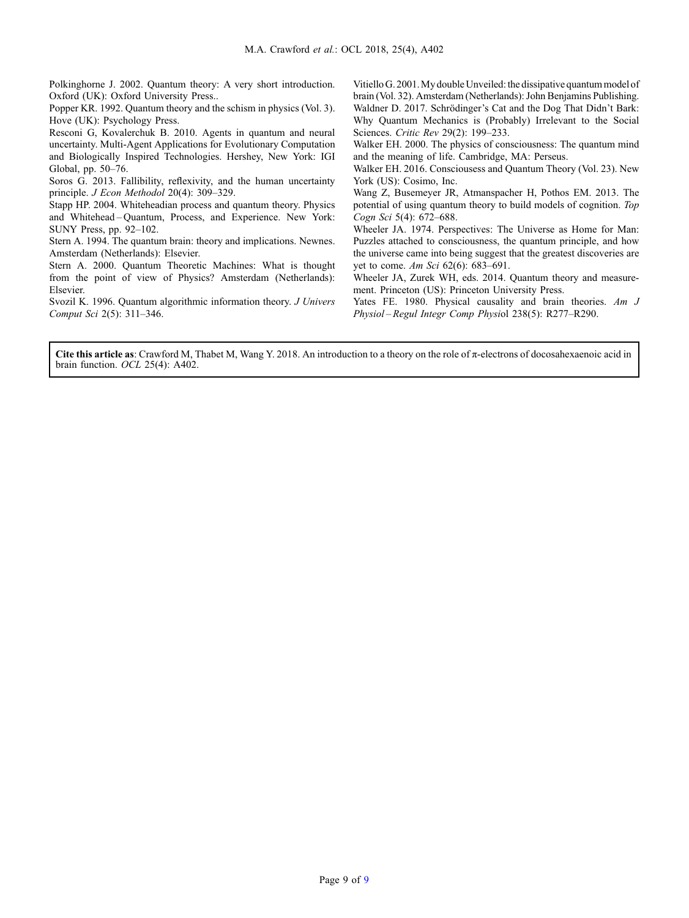Polkinghorne J. 2002. Quantum theory: A very short introduction. Oxford (UK): Oxford University Press..

Popper KR. 1992. Quantum theory and the schism in physics (Vol. 3). Hove (UK): Psychology Press.

Resconi G, Kovalerchuk B. 2010. Agents in quantum and neural uncertainty. Multi-Agent Applications for Evolutionary Computation and Biologically Inspired Technologies. Hershey, New York: IGI Global, pp. 50–76.

Soros G. 2013. Fallibility, reflexivity, and the human uncertainty principle. *J Econ Methodol* 20(4): 309–329.

Stapp HP. 2004. Whiteheadian process and quantum theory. Physics and Whitehead – Quantum, Process, and Experience. New York: SUNY Press, pp. 92–102.

Stern A. 1994. The quantum brain: theory and implications. Newnes. Amsterdam (Netherlands): Elsevier.

Stern A. 2000. Quantum Theoretic Machines: What is thought from the point of view of Physics? Amsterdam (Netherlands): Elsevier.

Svozil K. 1996. Quantum algorithmic information theory. *J Univers Comput Sci* 2(5): 311–346.

Vitiello G. 2001. My double Unveiled: the dissipative quantum model of brain (Vol. 32). Amsterdam (Netherlands): John Benjamins Publishing.

Waldner D. 2017. Schrödinger's Cat and the Dog That Didn't Bark: Why Quantum Mechanics is (Probably) Irrelevant to the Social Sciences. *Critic Rev* 29(2): 199–233.

Walker EH. 2000. The physics of consciousness: The quantum mind and the meaning of life. Cambridge, MA: Perseus.

Walker EH. 2016. Consciousess and Quantum Theory (Vol. 23). New York (US): Cosimo, Inc.

Wang Z, Busemeyer JR, Atmanspacher H, Pothos EM. 2013. The potential of using quantum theory to build models of cognition. *Top Cogn Sci* 5(4): 672–688.

Wheeler JA. 1974. Perspectives: The Universe as Home for Man: Puzzles attached to consciousness, the quantum principle, and how the universe came into being suggest that the greatest discoveries are yet to come. *Am Sci* 62(6): 683–691.

Wheeler JA, Zurek WH, eds. 2014. Quantum theory and measurement. Princeton (US): Princeton University Press.

Yates FE. 1980. Physical causality and brain theories. *Am J Physiol – Regul Integr Comp Physio*l 238(5): R277–R290.

**Cite this article as**: Crawford M, Thabet M, Wang Y. 2018. An introduction to a theory on the role of π-electrons of docosahexaenoic acid in brain function. *OCL* 25(4): A402.